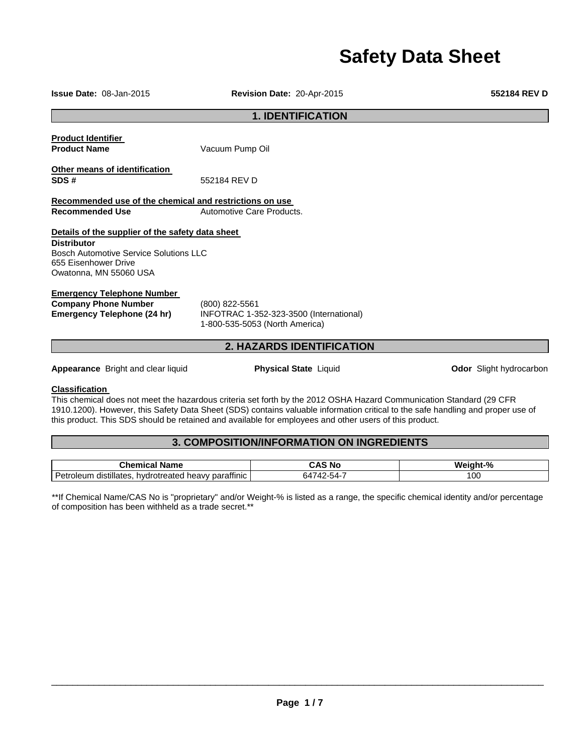# Safety Data Sheet

**Issue Date:** 08-Jan-2015 **Revision Date:** 20-Apr-2015 **552184 REV D**

## 1. IDENTIFICATION

**Product Identifier**

**Product Name** Vacuum Pump Oil

**Other means of identification**

**SDS #** 552184 REV D

**Recommended use of the chemical and restrictions on use**

**Recommended Use** Automotive Care Products.

**Details of the supplier of the safety data sheet**

**Distributor**
Bosch Automotive Service Solutions LLC
655 Eisenhower Drive
Owatonna, MN 55060 USA

**Emergency Telephone Number**

**Company Phone Number** (800) 822-5561

**Emergency Telephone (24 hr)** INFOTRAC 1-352-323-3500 (International)
1-800-535-5053 (North America)

## 2. HAZARDS IDENTIFICATION

**Appearance** Bright and clear liquid **Physical State** Liquid **Odor** Slight hydrocarbon

**Classification**

This chemical does not meet the hazardous criteria set forth by the 2012 OSHA Hazard Communication Standard (29 CFR 1910.1200). However, this Safety Data Sheet (SDS) contains valuable information critical to the safe handling and proper use of this product. This SDS should be retained and available for employees and other users of this product.

## 3. COMPOSITION/INFORMATION ON INGREDIENTS

| Chemical Name | CAS No | Weight-% |
|---|---|---|
| Petroleum distillates, hydrotreated heavy paraffinic | 64742-54-7 | 100 |

**If Chemical Name/CAS No is "proprietary" and/or Weight-% is listed as a range, the specific chemical identity and/or percentage of composition has been withheld as a trade secret.**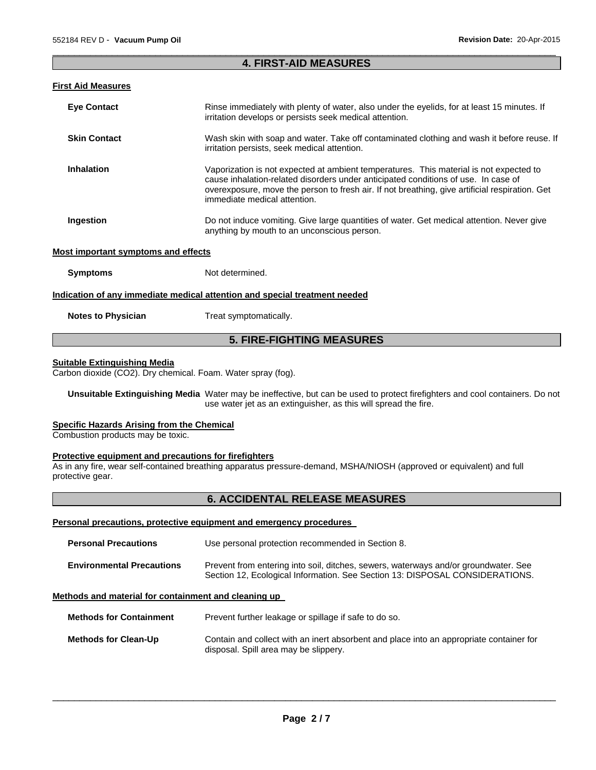## 4. FIRST-AID MEASURES

### First Aid Measures

**Eye Contact** Rinse immediately with plenty of water, also under the eyelids, for at least 15 minutes. If irritation develops or persists seek medical attention.

**Skin Contact** Wash skin with soap and water. Take off contaminated clothing and wash it before reuse. If irritation persists, seek medical attention.

**Inhalation** Vaporization is not expected at ambient temperatures. This material is not expected to cause inhalation-related disorders under anticipated conditions of use. In case of overexposure, move the person to fresh air. If not breathing, give artificial respiration. Get immediate medical attention.

**Ingestion** Do not induce vomiting. Give large quantities of water. Get medical attention. Never give anything by mouth to an unconscious person.

### Most important symptoms and effects

**Symptoms** Not determined.

### Indication of any immediate medical attention and special treatment needed

**Notes to Physician** Treat symptomatically.

## 5. FIRE-FIGHTING MEASURES

### Suitable Extinguishing Media

Carbon dioxide ($CO_2$). Dry chemical. Foam. Water spray (fog).

**Unsuitable Extinguishing Media** Water may be ineffective, but can be used to protect firefighters and cool containers. Do not use water jet as an extinguisher, as this will spread the fire.

### Specific Hazards Arising from the Chemical

Combustion products may be toxic.

### Protective equipment and precautions for firefighters

As in any fire, wear self-contained breathing apparatus pressure-demand, MSHA/NIOSH (approved or equivalent) and full protective gear.

## 6. ACCIDENTAL RELEASE MEASURES

### Personal precautions, protective equipment and emergency procedures

**Personal Precautions** Use personal protection recommended in Section 8.

**Environmental Precautions** Prevent from entering into soil, ditches, sewers, waterways and/or groundwater. See Section 12, Ecological Information. See Section 13: DISPOSAL CONSIDERATIONS.

### Methods and material for containment and cleaning up

**Methods for Containment** Prevent further leakage or spillage if safe to do so.

**Methods for Clean-Up** Contain and collect with an inert absorbent and place into an appropriate container for disposal. Spill area may be slippery.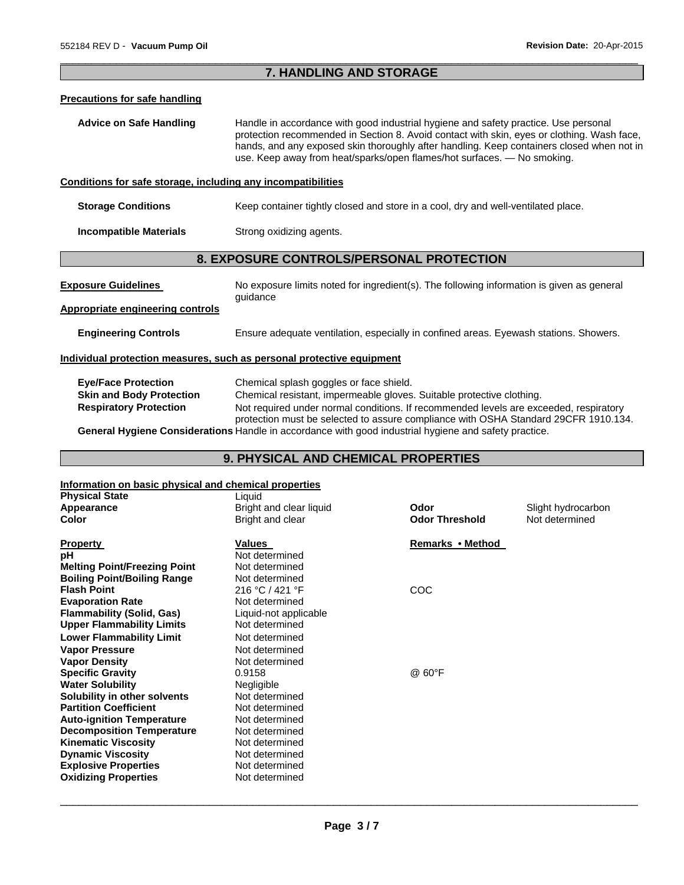## 7. HANDLING AND STORAGE

**Precautions for safe handling**

**Advice on Safe Handling** Handle in accordance with good industrial hygiene and safety practice. Use personal protection recommended in Section 8. Avoid contact with skin, eyes or clothing. Wash face, hands, and any exposed skin thoroughly after handling. Keep containers closed when not in use. Keep away from heat/sparks/open flames/hot surfaces. — No smoking.

**Conditions for safe storage, including any incompatibilities**

**Storage Conditions** Keep container tightly closed and store in a cool, dry and well-ventilated place.

**Incompatible Materials** Strong oxidizing agents.

## 8. EXPOSURE CONTROLS/PERSONAL PROTECTION

**Exposure Guidelines** No exposure limits noted for ingredient(s). The following information is given as general guidance

**Appropriate engineering controls**

**Engineering Controls** Ensure adequate ventilation, especially in confined areas. Eyewash stations. Showers.

**Individual protection measures, such as personal protective equipment**

**Eye/Face Protection** Chemical splash goggles or face shield.

**Skin and Body Protection** Chemical resistant, impermeable gloves. Suitable protective clothing.

**Respiratory Protection** Not required under normal conditions. If recommended levels are exceeded, respiratory protection must be selected to assure compliance with OSHA Standard 29CFR 1910.134.

**General Hygiene Considerations** Handle in accordance with good industrial hygiene and safety practice.

## 9. PHYSICAL AND CHEMICAL PROPERTIES

**Information on basic physical and chemical properties**

| | | | |
|---|---|---|---|
| **Physical State** | Liquid | | |
| **Appearance** | Bright and clear liquid | **Odor** | Slight hydrocarbon |
| **Color** | Bright and clear | **Odor Threshold** | Not determined |

| **Property** | **Values** | **Remarks • Method** |
|---|---|---|
| **pH** | Not determined | |
| **Melting Point/Freezing Point** | Not determined | |
| **Boiling Point/Boiling Range** | Not determined | |
| **Flash Point** | 216 °C / 421 °F | COC |
| **Evaporation Rate** | Not determined | |
| **Flammability (Solid, Gas)** | Liquid-not applicable | |
| **Upper Flammability Limits** | Not determined | |
| **Lower Flammability Limit** | Not determined | |
| **Vapor Pressure** | Not determined | |
| **Vapor Density** | Not determined | |
| **Specific Gravity** | 0.9158 | @ 60°F |
| **Water Solubility** | Negligible | |
| **Solubility in other solvents** | Not determined | |
| **Partition Coefficient** | Not determined | |
| **Auto-ignition Temperature** | Not determined | |
| **Decomposition Temperature** | Not determined | |
| **Kinematic Viscosity** | Not determined | |
| **Dynamic Viscosity** | Not determined | |
| **Explosive Properties** | Not determined | |
| **Oxidizing Properties** | Not determined | |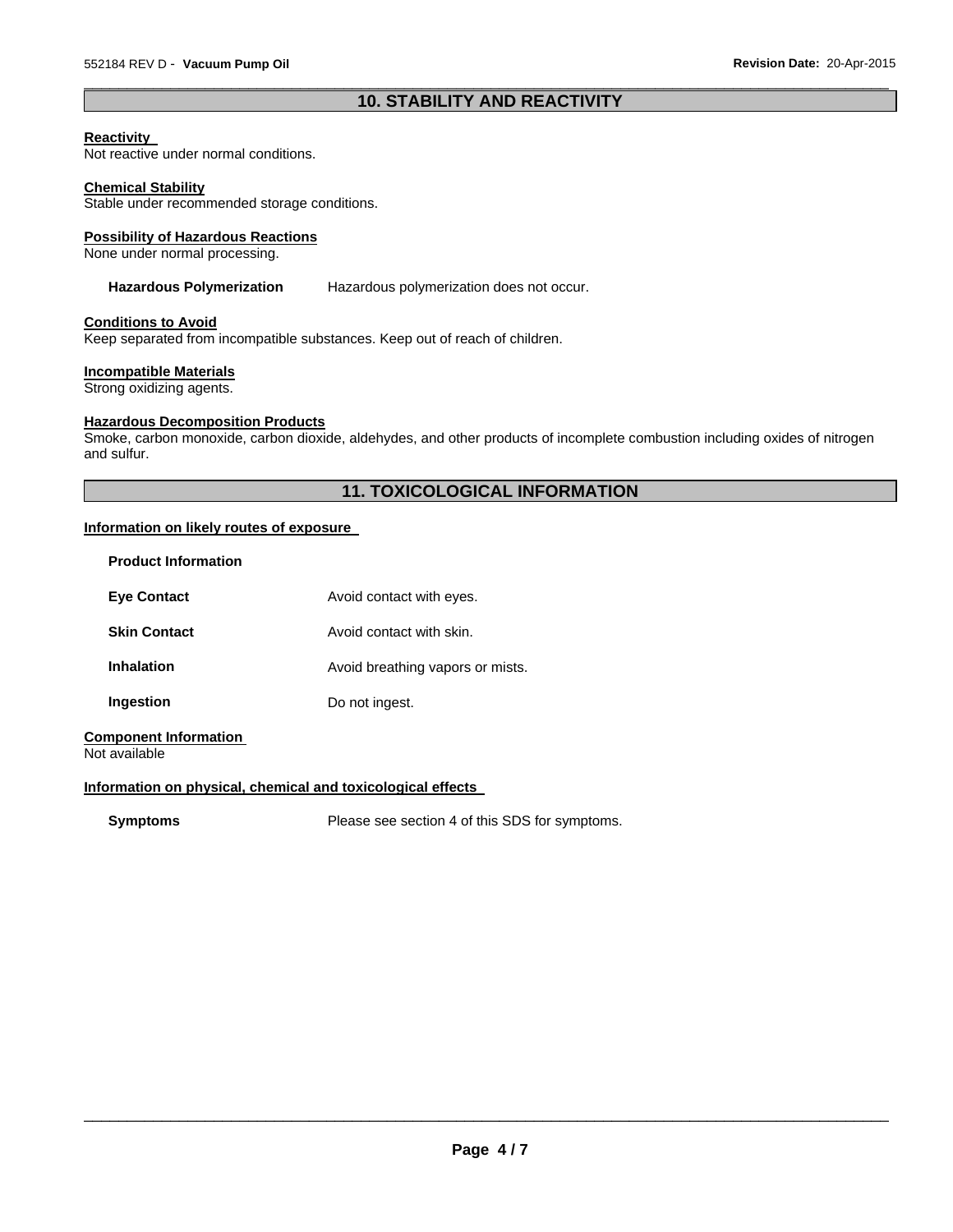## 10. STABILITY AND REACTIVITY

**Reactivity**
Not reactive under normal conditions.

**Chemical Stability**
Stable under recommended storage conditions.

**Possibility of Hazardous Reactions**
None under normal processing.

**Hazardous Polymerization** Hazardous polymerization does not occur.

**Conditions to Avoid**
Keep separated from incompatible substances. Keep out of reach of children.

**Incompatible Materials**
Strong oxidizing agents.

**Hazardous Decomposition Products**
Smoke, carbon monoxide, carbon dioxide, aldehydes, and other products of incomplete combustion including oxides of nitrogen and sulfur.

## 11. TOXICOLOGICAL INFORMATION

**Information on likely routes of exposure**

**Product Information**

| | |
|---|---|
| **Eye Contact** | Avoid contact with eyes. |
| **Skin Contact** | Avoid contact with skin. |
| **Inhalation** | Avoid breathing vapors or mists. |
| **Ingestion** | Do not ingest. |

**Component Information**
Not available

**Information on physical, chemical and toxicological effects**

**Symptoms** Please see section 4 of this SDS for symptoms.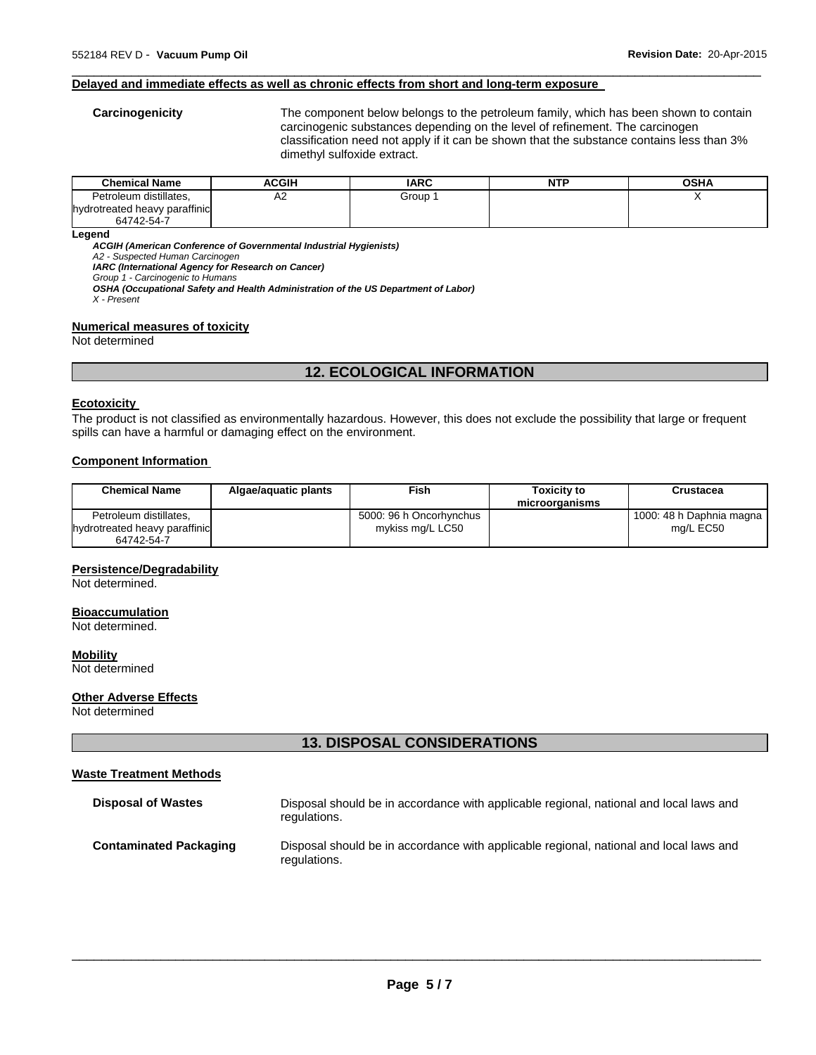#### Delayed and immediate effects as well as chronic effects from short and long-term exposure

**Carcinogenicity** The component below belongs to the petroleum family, which has been shown to contain carcinogenic substances depending on the level of refinement. The carcinogen classification need not apply if it can be shown that the substance contains less than 3% dimethyl sulfoxide extract.

| Chemical Name | ACGIH | IARC | NTP | OSHA |
|---|---|---|---|---|
| Petroleum distillates, hydrotreated heavy paraffinic 64742-54-7 | A2 | Group 1 | | X |

**Legend**

***ACGIH (American Conference of Governmental Industrial Hygienists)***
*A2 - Suspected Human Carcinogen*
***IARC (International Agency for Research on Cancer)***
*Group 1 - Carcinogenic to Humans*
***OSHA (Occupational Safety and Health Administration of the US Department of Labor)***
*X - Present*

#### Numerical measures of toxicity

Not determined

## 12. ECOLOGICAL INFORMATION

#### Ecotoxicity

The product is not classified as environmentally hazardous. However, this does not exclude the possibility that large or frequent spills can have a harmful or damaging effect on the environment.

#### Component Information

| Chemical Name | Algae/aquatic plants | Fish | Toxicity to microorganisms | Crustacea |
|---|---|---|---|---|
| Petroleum distillates, hydrotreated heavy paraffinic 64742-54-7 | | 5000: 96 h Oncorhynchus mykiss mg/L LC50 | | 1000: 48 h Daphnia magna mg/L EC50 |

#### Persistence/Degradability

Not determined.

#### Bioaccumulation

Not determined.

#### Mobility

Not determined

#### Other Adverse Effects

Not determined

## 13. DISPOSAL CONSIDERATIONS

#### Waste Treatment Methods

**Disposal of Wastes** Disposal should be in accordance with applicable regional, national and local laws and regulations.

**Contaminated Packaging** Disposal should be in accordance with applicable regional, national and local laws and regulations.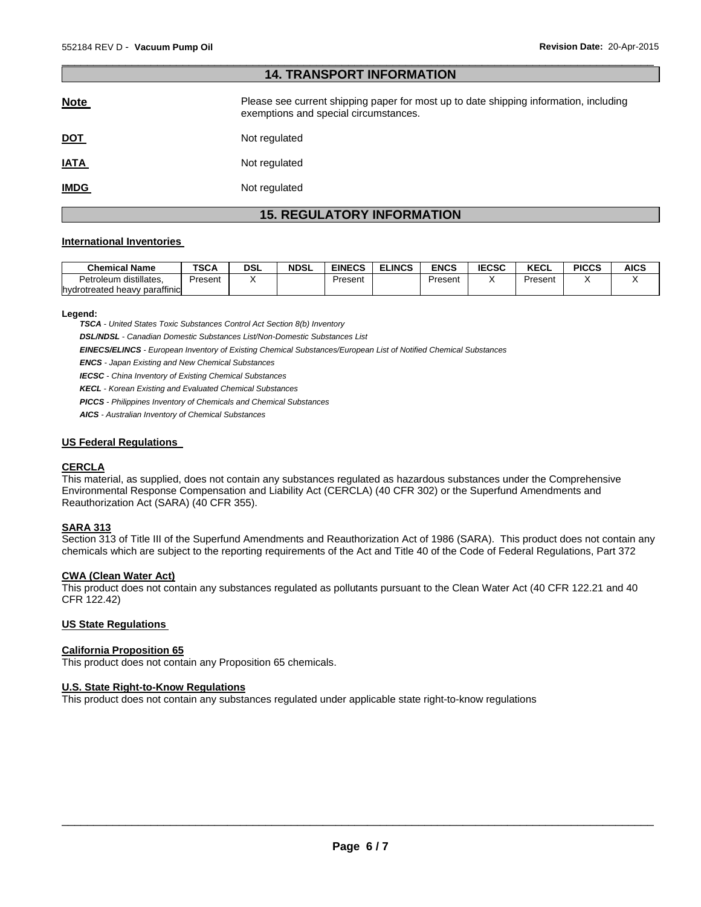## 14. TRANSPORT INFORMATION

**Note** Please see current shipping paper for most up to date shipping information, including exemptions and special circumstances.

**DOT** Not regulated

**IATA** Not regulated

**IMDG** Not regulated

## 15. REGULATORY INFORMATION

### International Inventories

| Chemical Name | TSCA | DSL | NDSL | EINECS | ELINCS | ENCS | IECSC | KECL | PICCS | AICS |
|---|---|---|---|---|---|---|---|---|---|---|
| Petroleum distillates, hydrotreated heavy paraffinic | Present | X | | Present | | Present | X | Present | X | X |

**Legend:**

***TSCA*** *- United States Toxic Substances Control Act Section 8(b) Inventory*

***DSL/NDSL*** *- Canadian Domestic Substances List/Non-Domestic Substances List*

***EINECS/ELINCS*** *- European Inventory of Existing Chemical Substances/European List of Notified Chemical Substances*

***ENCS*** *- Japan Existing and New Chemical Substances*

***IECSC*** *- China Inventory of Existing Chemical Substances*

***KECL*** *- Korean Existing and Evaluated Chemical Substances*

***PICCS*** *- Philippines Inventory of Chemicals and Chemical Substances*

***AICS*** *- Australian Inventory of Chemical Substances*

### US Federal Regulations

**CERCLA**

This material, as supplied, does not contain any substances regulated as hazardous substances under the Comprehensive Environmental Response Compensation and Liability Act (CERCLA) (40 CFR 302) or the Superfund Amendments and Reauthorization Act (SARA) (40 CFR 355).

**SARA 313**

Section 313 of Title III of the Superfund Amendments and Reauthorization Act of 1986 (SARA). This product does not contain any chemicals which are subject to the reporting requirements of the Act and Title 40 of the Code of Federal Regulations, Part 372

**CWA (Clean Water Act)**

This product does not contain any substances regulated as pollutants pursuant to the Clean Water Act (40 CFR 122.21 and 40 CFR 122.42)

### US State Regulations

**California Proposition 65**

This product does not contain any Proposition 65 chemicals.

**U.S. State Right-to-Know Regulations**

This product does not contain any substances regulated under applicable state right-to-know regulations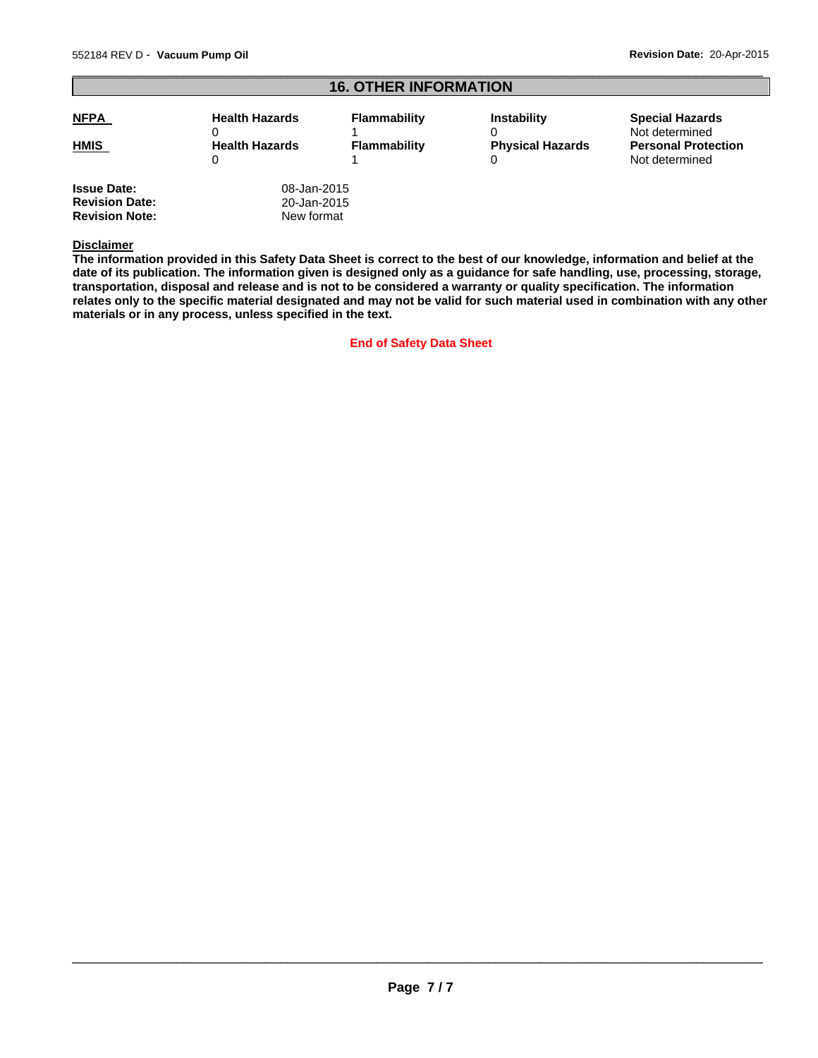## 16. OTHER INFORMATION

| | | | | |
|---|---|---|---|---|
| **NFPA** | **Health Hazards** 0 | **Flammability** 1 | **Instability** 0 | **Special Hazards** Not determined |
| **HMIS** | **Health Hazards** 0 | **Flammability** 1 | **Physical Hazards** 0 | **Personal Protection** Not determined |

**Issue Date:** 08-Jan-2015
**Revision Date:** 20-Jan-2015
**Revision Note:** New format

**Disclaimer**

**The information provided in this Safety Data Sheet is correct to the best of our knowledge, information and belief at the date of its publication. The information given is designed only as a guidance for safe handling, use, processing, storage, transportation, disposal and release and is not to be considered a warranty or quality specification. The information relates only to the specific material designated and may not be valid for such material used in combination with any other materials or in any process, unless specified in the text.**

**End of Safety Data Sheet**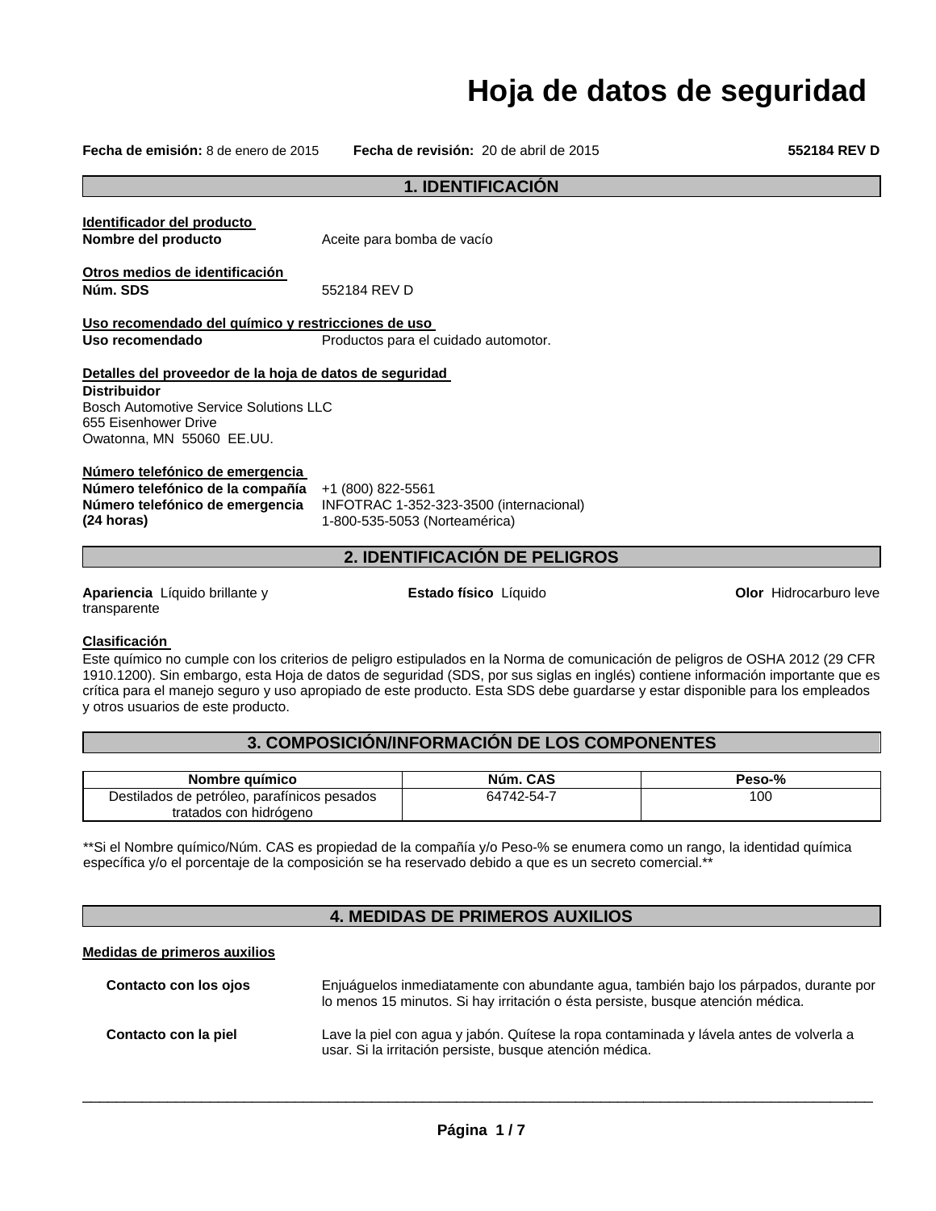# Hoja de datos de seguridad

**Fecha de emisión:** 8 de enero de 2015 **Fecha de revisión:** 20 de abril de 2015 **552184 REV D**

## 1. IDENTIFICACIÓN

**Identificador del producto**

**Nombre del producto** Aceite para bomba de vacío

**Otros medios de identificación**

**Núm. SDS** 552184 REV D

**Uso recomendado del químico y restricciones de uso**

**Uso recomendado** Productos para el cuidado automotor.

**Detalles del proveedor de la hoja de datos de seguridad**

**Distribuidor**
Bosch Automotive Service Solutions LLC
655 Eisenhower Drive
Owatonna, MN 55060 EE.UU.

**Número telefónico de emergencia**

**Número telefónico de la compañía** +1 (800) 822-5561
**Número telefónico de emergencia (24 horas)** INFOTRAC 1-352-323-3500 (internacional)
1-800-535-5053 (Norteamérica)

## 2. IDENTIFICACIÓN DE PELIGROS

**Apariencia** Líquido brillante y transparente **Estado físico** Líquido **Olor** Hidrocarburo leve

**Clasificación**

Este químico no cumple con los criterios de peligro estipulados en la Norma de comunicación de peligros de OSHA 2012 (29 CFR 1910.1200). Sin embargo, esta Hoja de datos de seguridad (SDS, por sus siglas en inglés) contiene información importante que es crítica para el manejo seguro y uso apropiado de este producto. Esta SDS debe guardarse y estar disponible para los empleados y otros usuarios de este producto.

## 3. COMPOSICIÓN/INFORMACIÓN DE LOS COMPONENTES

| Nombre químico | Núm. CAS | Peso-% |
|---|---|---|
| Destilados de petróleo, parafínicos pesados tratados con hidrógeno | 64742-54-7 | 100 |

**Si el Nombre químico/Núm. CAS es propiedad de la compañía y/o Peso-% se enumera como un rango, la identidad química específica y/o el porcentaje de la composición se ha reservado debido a que es un secreto comercial.**

## 4. MEDIDAS DE PRIMEROS AUXILIOS

**Medidas de primeros auxilios**

**Contacto con los ojos** Enjuáguelos inmediatamente con abundante agua, también bajo los párpados, durante por lo menos 15 minutos. Si hay irritación o ésta persiste, busque atención médica.

**Contacto con la piel** Lave la piel con agua y jabón. Quítese la ropa contaminada y lávela antes de volverla a usar. Si la irritación persiste, busque atención médica.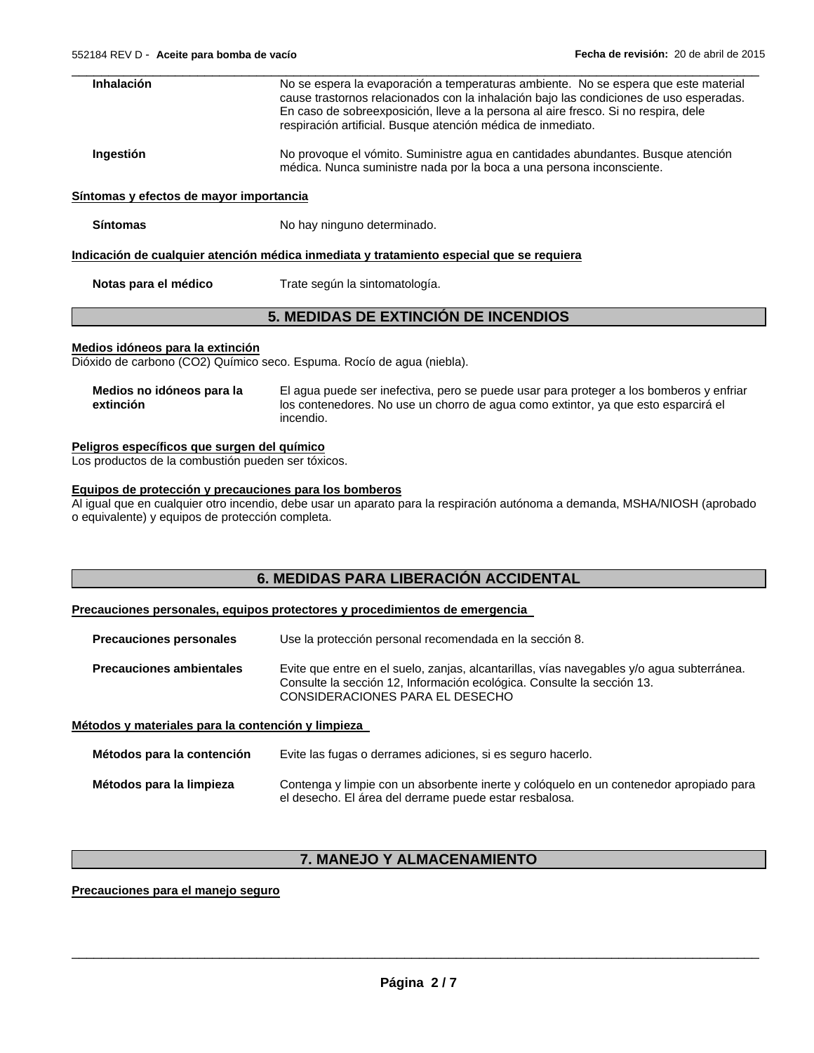**Inhalación** No se espera la evaporación a temperaturas ambiente. No se espera que este material cause trastornos relacionados con la inhalación bajo las condiciones de uso esperadas. En caso de sobreexposición, lleve a la persona al aire fresco. Si no respira, dele respiración artificial. Busque atención médica de inmediato.

**Ingestión** No provoque el vómito. Suministre agua en cantidades abundantes. Busque atención médica. Nunca suministre nada por la boca a una persona inconsciente.

**Síntomas y efectos de mayor importancia**

**Síntomas** No hay ninguno determinado.

**Indicación de cualquier atención médica inmediata y tratamiento especial que se requiera**

**Notas para el médico** Trate según la sintomatología.

## 5. MEDIDAS DE EXTINCIÓN DE INCENDIOS

**Medios idóneos para la extinción**

Dióxido de carbono ($CO_2$) Químico seco. Espuma. Rocío de agua (niebla).

**Medios no idóneos para la extinción** El agua puede ser inefectiva, pero se puede usar para proteger a los bomberos y enfriar los contenedores. No use un chorro de agua como extintor, ya que esto esparcirá el incendio.

**Peligros específicos que surgen del químico**

Los productos de la combustión pueden ser tóxicos.

**Equipos de protección y precauciones para los bomberos**

Al igual que en cualquier otro incendio, debe usar un aparato para la respiración autónoma a demanda, MSHA/NIOSH (aprobado o equivalente) y equipos de protección completa.

## 6. MEDIDAS PARA LIBERACIÓN ACCIDENTAL

**Precauciones personales, equipos protectores y procedimientos de emergencia**

**Precauciones personales** Use la protección personal recomendada en la sección 8.

**Precauciones ambientales** Evite que entre en el suelo, zanjas, alcantarillas, vías navegables y/o agua subterránea. Consulte la sección 12, Información ecológica. Consulte la sección 13. CONSIDERACIONES PARA EL DESECHO

**Métodos y materiales para la contención y limpieza**

**Métodos para la contención** Evite las fugas o derrames adiciones, si es seguro hacerlo.

**Métodos para la limpieza** Contenga y limpie con un absorbente inerte y colóquelo en un contenedor apropiado para el desecho. El área del derrame puede estar resbalosa.

## 7. MANEJO Y ALMACENAMIENTO

**Precauciones para el manejo seguro**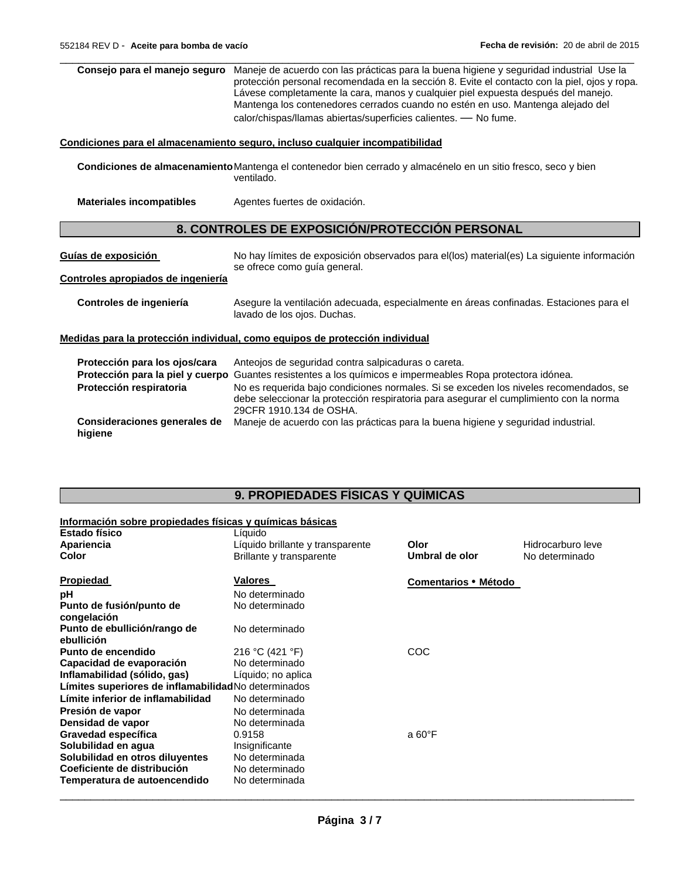| | |
|---|---|
| **Consejo para el manejo seguro** | Maneje de acuerdo con las prácticas para la buena higiene y seguridad industrial Use la protección personal recomendada en la sección 8. Evite el contacto con la piel, ojos y ropa. Lávese completamente la cara, manos y cualquier piel expuesta después del manejo. Mantenga los contenedores cerrados cuando no estén en uso. Mantenga alejado del calor/chispas/llamas abiertas/superficies calientes. — No fume. |

**Condiciones para el almacenamiento seguro, incluso cualquier incompatibilidad**

| | |
|---|---|
| **Condiciones de almacenamiento** | Mantenga el contenedor bien cerrado y almacénelo en un sitio fresco, seco y bien ventilado. |
| **Materiales incompatibles** | Agentes fuertes de oxidación. |

## 8. CONTROLES DE EXPOSICIÓN/PROTECCIÓN PERSONAL

**Guías de exposición** No hay límites de exposición observados para el(los) material(es) La siguiente información se ofrece como guía general.

**Controles apropiados de ingeniería**

| | |
|---|---|
| **Controles de ingeniería** | Asegure la ventilación adecuada, especialmente en áreas confinadas. Estaciones para el lavado de los ojos. Duchas. |

**Medidas para la protección individual, como equipos de protección individual**

| | |
|---|---|
| **Protección para los ojos/cara** | Anteojos de seguridad contra salpicaduras o careta. |
| **Protección para la piel y cuerpo** | Guantes resistentes a los químicos e impermeables Ropa protectora idónea. |
| **Protección respiratoria** | No es requerida bajo condiciones normales. Si se exceden los niveles recomendados, se debe seleccionar la protección respiratoria para asegurar el cumplimiento con la norma 29CFR 1910.134 de OSHA. |
| **Consideraciones generales de higiene** | Maneje de acuerdo con las prácticas para la buena higiene y seguridad industrial. |

## 9. PROPIEDADES FÍSICAS Y QUÍMICAS

**Información sobre propiedades físicas y químicas básicas**

| | | | |
|---|---|---|---|
| **Estado físico** | Líquido | | |
| **Apariencia** | Líquido brillante y transparente | **Olor** | Hidrocarburo leve |
| **Color** | Brillante y transparente | **Umbral de olor** | No determinado |

| **Propiedad** | **Valores** | **Comentarios • Método** |
|---|---|---|
| **pH** | No determinado | |
| **Punto de fusión/punto de congelación** | No determinado | |
| **Punto de ebullición/rango de ebullición** | No determinado | |
| **Punto de encendido** | 216 °C (421 °F) | COC |
| **Capacidad de evaporación** | No determinado | |
| **Inflamabilidad (sólido, gas)** | Líquido; no aplica | |
| **Límites superiores de inflamabilidad** | No determinados | |
| **Límite inferior de inflamabilidad** | No determinado | |
| **Presión de vapor** | No determinada | |
| **Densidad de vapor** | No determinada | |
| **Gravedad específica** | 0.9158 | a 60°F |
| **Solubilidad en agua** | Insignificante | |
| **Solubilidad en otros diluyentes** | No determinada | |
| **Coeficiente de distribución** | No determinado | |
| **Temperatura de autoencendido** | No determinada | |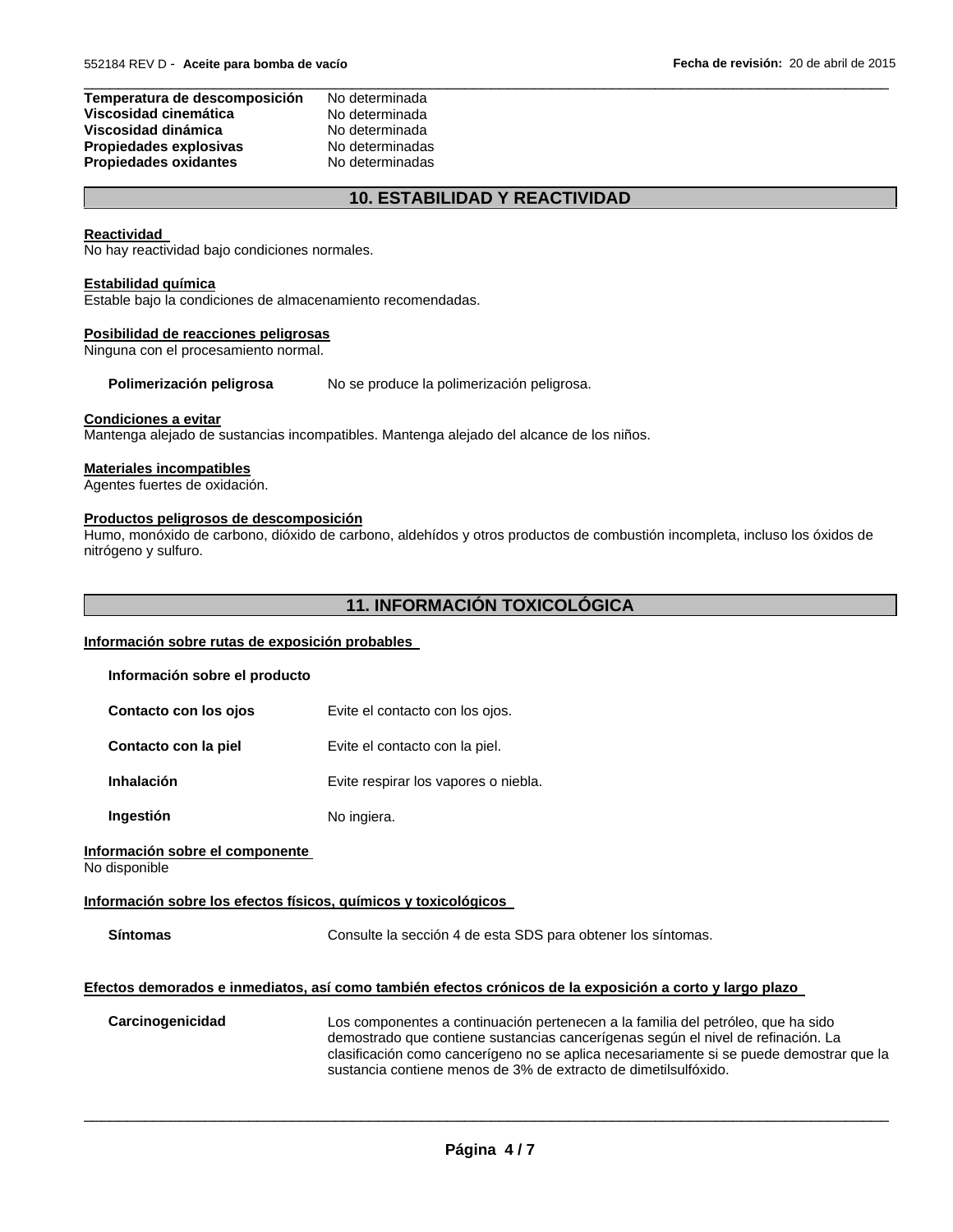| | |
|---|---|
| **Temperatura de descomposición** | No determinada |
| **Viscosidad cinemática** | No determinada |
| **Viscosidad dinámica** | No determinada |
| **Propiedades explosivas** | No determinadas |
| **Propiedades oxidantes** | No determinadas |

## 10. ESTABILIDAD Y REACTIVIDAD

**Reactividad**
No hay reactividad bajo condiciones normales.

**Estabilidad química**
Estable bajo la condiciones de almacenamiento recomendadas.

**Posibilidad de reacciones peligrosas**
Ninguna con el procesamiento normal.

**Polimerización peligrosa** No se produce la polimerización peligrosa.

**Condiciones a evitar**
Mantenga alejado de sustancias incompatibles. Mantenga alejado del alcance de los niños.

**Materiales incompatibles**
Agentes fuertes de oxidación.

**Productos peligrosos de descomposición**
Humo, monóxido de carbono, dióxido de carbono, aldehídos y otros productos de combustión incompleta, incluso los óxidos de nitrógeno y sulfuro.

## 11. INFORMACIÓN TOXICOLÓGICA

**Información sobre rutas de exposición probables**

**Información sobre el producto**

| | |
|---|---|
| **Contacto con los ojos** | Evite el contacto con los ojos. |
| **Contacto con la piel** | Evite el contacto con la piel. |
| **Inhalación** | Evite respirar los vapores o niebla. |
| **Ingestión** | No ingiera. |

**Información sobre el componente**
No disponible

**Información sobre los efectos físicos, químicos y toxicológicos**

**Síntomas** Consulte la sección 4 de esta SDS para obtener los síntomas.

**Efectos demorados e inmediatos, así como también efectos crónicos de la exposición a corto y largo plazo**

**Carcinogenicidad** Los componentes a continuación pertenecen a la familia del petróleo, que ha sido demostrado que contiene sustancias cancerígenas según el nivel de refinación. La clasificación como cancerígeno no se aplica necesariamente si se puede demostrar que la sustancia contiene menos de 3% de extracto de dimetilsulfóxido.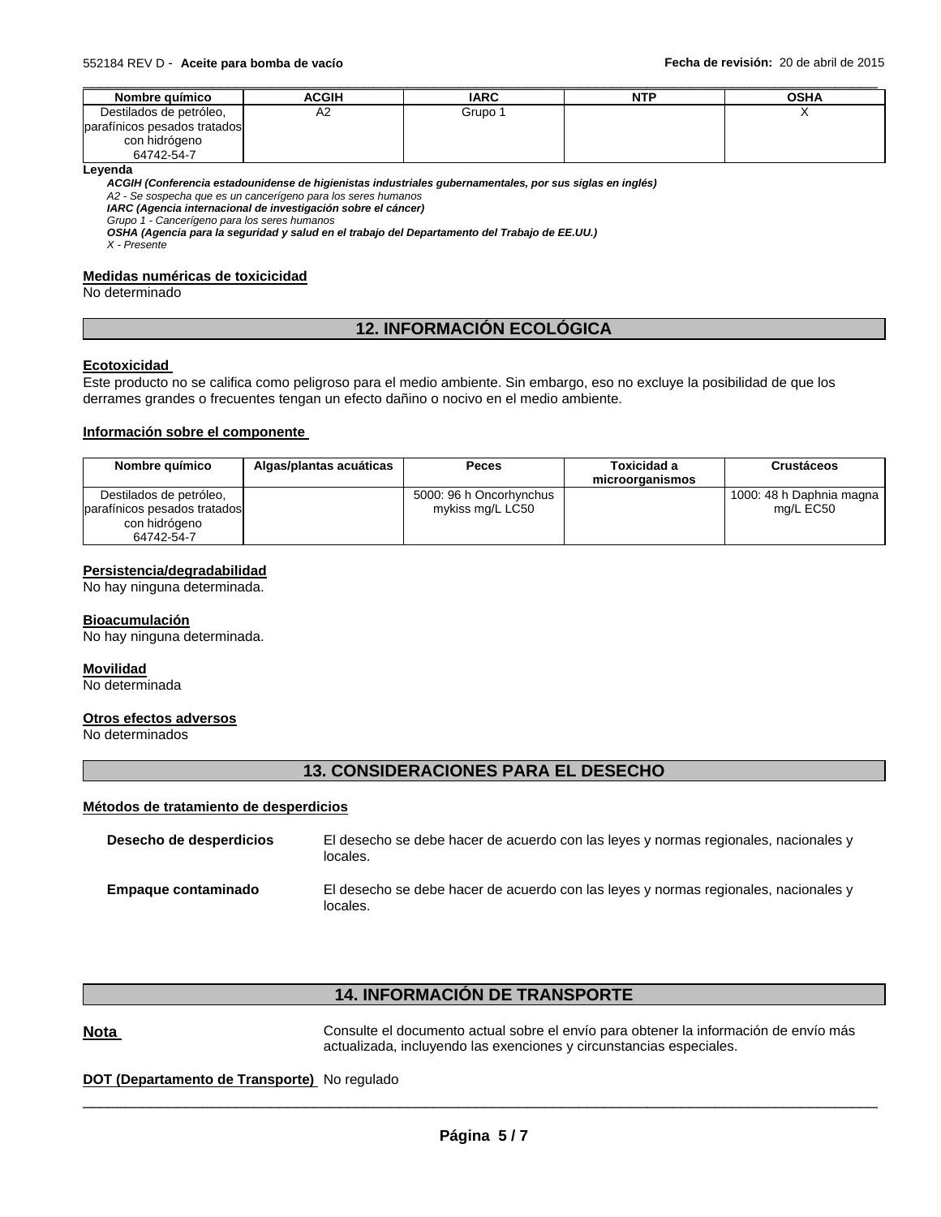| Nombre químico | ACGIH | IARC | NTP | OSHA |
|---|---|---|---|---|
| Destilados de petróleo, parafínicos pesados tratados con hidrógeno 64742-54-7 | A2 | Grupo 1 | | X |

**Leyenda**

***ACGIH (Conferencia estadounidense de higienistas industriales gubernamentales, por sus siglas en inglés)***
*A2 - Se sospecha que es un cancerígeno para los seres humanos*
***IARC (Agencia internacional de investigación sobre el cáncer)***
*Grupo 1 - Cancerígeno para los seres humanos*
***OSHA (Agencia para la seguridad y salud en el trabajo del Departamento del Trabajo de EE.UU.)***
*X - Presente*

**Medidas numéricas de toxicidad**

No determinado

## 12. INFORMACIÓN ECOLÓGICA

**Ecotoxicidad**

Este producto no se califica como peligroso para el medio ambiente. Sin embargo, eso no excluye la posibilidad de que los derrames grandes o frecuentes tengan un efecto dañino o nocivo en el medio ambiente.

**Información sobre el componente**

| Nombre químico | Algas/plantas acuáticas | Peces | Toxicidad a microorganismos | Crustáceos |
|---|---|---|---|---|
| Destilados de petróleo, parafínicos pesados tratados con hidrógeno 64742-54-7 | | 5000: 96 h Oncorhynchus mykiss mg/L LC50 | | 1000: 48 h Daphnia magna mg/L EC50 |

**Persistencia/degradabilidad**

No hay ninguna determinada.

**Bioacumulación**

No hay ninguna determinada.

**Movilidad**

No determinada

**Otros efectos adversos**

No determinados

## 13. CONSIDERACIONES PARA EL DESECHO

**Métodos de tratamiento de desperdicios**

**Desecho de desperdicios** El desecho se debe hacer de acuerdo con las leyes y normas regionales, nacionales y locales.

**Empaque contaminado** El desecho se debe hacer de acuerdo con las leyes y normas regionales, nacionales y locales.

## 14. INFORMACIÓN DE TRANSPORTE

**Nota** Consulte el documento actual sobre el envío para obtener la información de envío más actualizada, incluyendo las exenciones y circunstancias especiales.

**DOT (Departamento de Transporte)** No regulado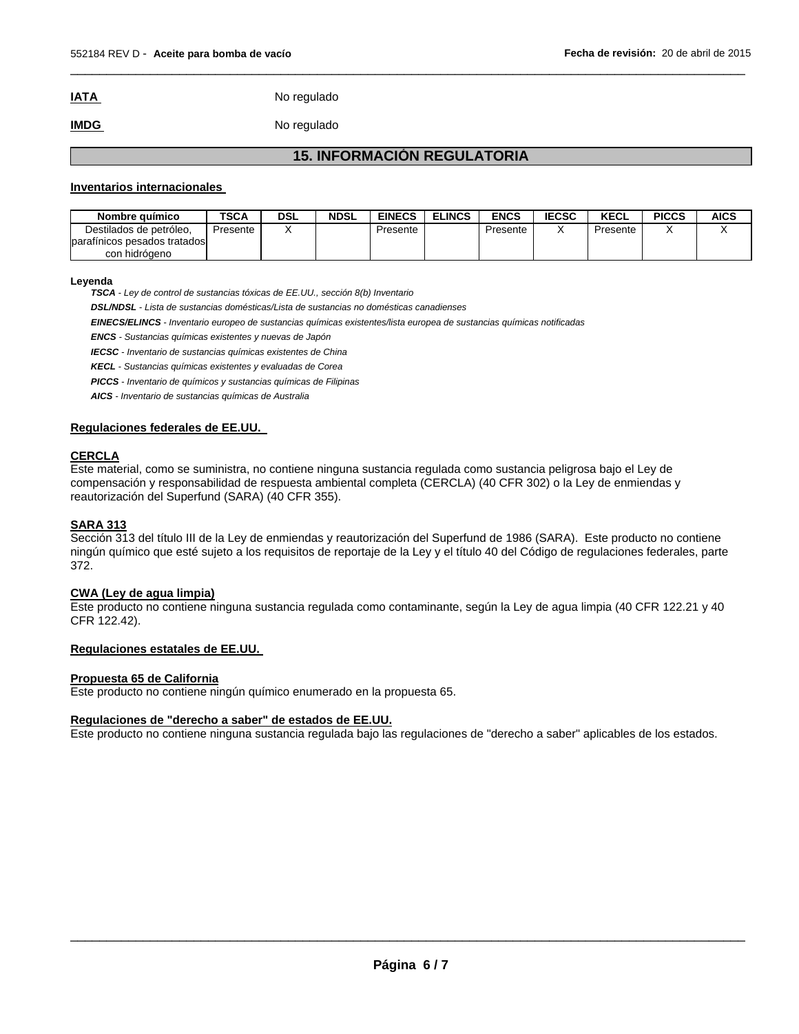**IATA** No regulado

**IMDG** No regulado

## 15. INFORMACIÓN REGULATORIA

**Inventarios internacionales**

| Nombre químico | TSCA | DSL | NDSL | EINECS | ELINCS | ENCS | IECSC | KECL | PICCS | AICS |
|---|---|---|---|---|---|---|---|---|---|---|
| Destilados de petróleo, parafínicos pesados tratados con hidrógeno | Presente | X | | Presente | | Presente | X | Presente | X | X |

**Leyenda**

*__TSCA__ - Ley de control de sustancias tóxicas de EE.UU., sección 8(b) Inventario*

*__DSL/NDSL__ - Lista de sustancias domésticas/Lista de sustancias no domésticas canadienses*

*__EINECS/ELINCS__ - Inventario europeo de sustancias químicas existentes/lista europea de sustancias químicas notificadas*

*__ENCS__ - Sustancias químicas existentes y nuevas de Japón*

*__IECSC__ - Inventario de sustancias químicas existentes de China*

*__KECL__ - Sustancias químicas existentes y evaluadas de Corea*

*__PICCS__ - Inventario de químicos y sustancias químicas de Filipinas*

*__AICS__ - Inventario de sustancias químicas de Australia*

**Regulaciones federales de EE.UU.**

**CERCLA**

Este material, como se suministra, no contiene ninguna sustancia regulada como sustancia peligrosa bajo el Ley de compensación y responsabilidad de respuesta ambiental completa (CERCLA) (40 CFR 302) o la Ley de enmiendas y reautorización del Superfund (SARA) (40 CFR 355).

**SARA 313**

Sección 313 del título III de la Ley de enmiendas y reautorización del Superfund de 1986 (SARA). Este producto no contiene ningún químico que esté sujeto a los requisitos de reportaje de la Ley y el título 40 del Código de regulaciones federales, parte 372.

**CWA (Ley de agua limpia)**

Este producto no contiene ninguna sustancia regulada como contaminante, según la Ley de agua limpia (40 CFR 122.21 y 40 CFR 122.42).

**Regulaciones estatales de EE.UU.**

**Propuesta 65 de California**

Este producto no contiene ningún químico enumerado en la propuesta 65.

**Regulaciones de "derecho a saber" de estados de EE.UU.**

Este producto no contiene ninguna sustancia regulada bajo las regulaciones de "derecho a saber" aplicables de los estados.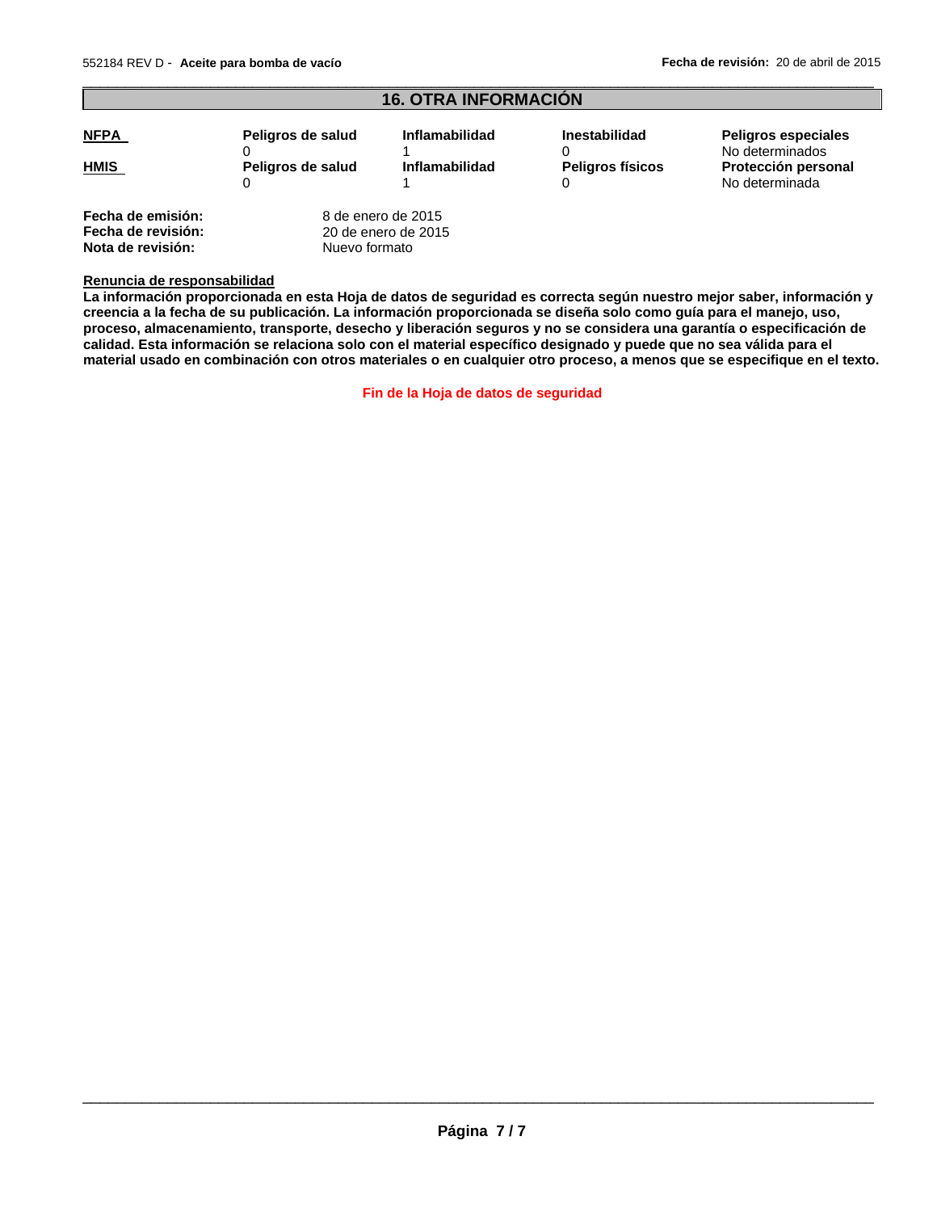## 16. OTRA INFORMACIÓN

| | | | | |
|---|---|---|---|---|
| **NFPA** | **Peligros de salud** 0 | **Inflamabilidad** 1 | **Inestabilidad** 0 | **Peligros especiales** No determinados |
| **HMIS** | **Peligros de salud** 0 | **Inflamabilidad** 1 | **Peligros físicos** 0 | **Protección personal** No determinada |

**Fecha de emisión:** 8 de enero de 2015
**Fecha de revisión:** 20 de enero de 2015
**Nota de revisión:** Nuevo formato

**Renuncia de responsabilidad**

**La información proporcionada en esta Hoja de datos de seguridad es correcta según nuestro mejor saber, información y creencia a la fecha de su publicación. La información proporcionada se diseña solo como guía para el manejo, uso, proceso, almacenamiento, transporte, desecho y liberación seguros y no se considera una garantía o especificación de calidad. Esta información se relaciona solo con el material específico designado y puede que no sea válida para el material usado en combinación con otros materiales o en cualquier otro proceso, a menos que se especifique en el texto.**

**Fin de la Hoja de datos de seguridad**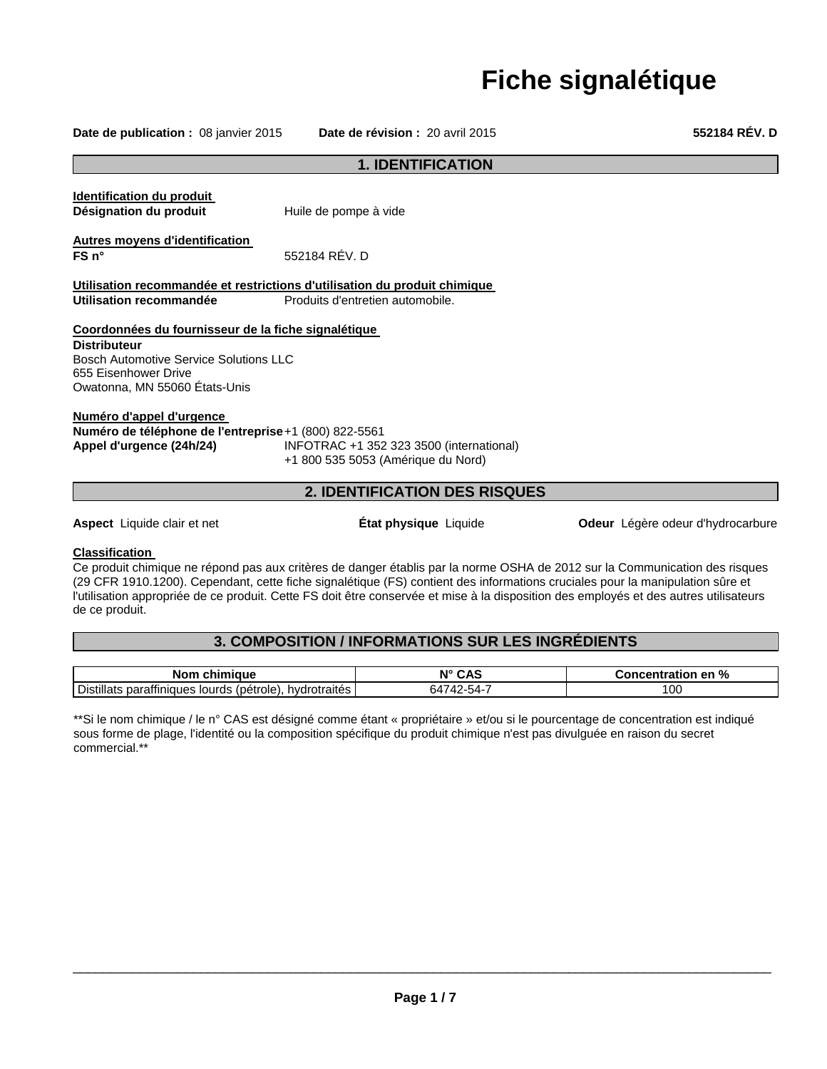# Fiche signalétique

**Date de publication :** 08 janvier 2015 **Date de révision :** 20 avril 2015 **552184 RÉV. D**

## 1. IDENTIFICATION

**Identification du produit**

**Désignation du produit** Huile de pompe à vide

**Autres moyens d'identification**

**FS n°** 552184 RÉV. D

**Utilisation recommandée et restrictions d'utilisation du produit chimique**

**Utilisation recommandée** Produits d'entretien automobile.

**Coordonnées du fournisseur de la fiche signalétique**

**Distributeur**
Bosch Automotive Service Solutions LLC
655 Eisenhower Drive
Owatonna, MN 55060 États-Unis

**Numéro d'appel d'urgence**

**Numéro de téléphone de l'entreprise** +1 (800) 822-5561
**Appel d'urgence (24h/24)** INFOTRAC +1 352 323 3500 (international)
+1 800 535 5053 (Amérique du Nord)

## 2. IDENTIFICATION DES RISQUES

**Aspect** Liquide clair et net **État physique** Liquide **Odeur** Légère odeur d'hydrocarbure

**Classification**

Ce produit chimique ne répond pas aux critères de danger établis par la norme OSHA de 2012 sur la Communication des risques (29 CFR 1910.1200). Cependant, cette fiche signalétique (FS) contient des informations cruciales pour la manipulation sûre et l'utilisation appropriée de ce produit. Cette FS doit être conservée et mise à la disposition des employés et des autres utilisateurs de ce produit.

## 3. COMPOSITION / INFORMATIONS SUR LES INGRÉDIENTS

| Nom chimique | N° CAS | Concentration en % |
|---|---|---|
| Distillats paraffiniques lourds (pétrole), hydrotraités | 64742-54-7 | 100 |

**Si le nom chimique / le n° CAS est désigné comme étant « propriétaire » et/ou si le pourcentage de concentration est indiqué sous forme de plage, l'identité ou la composition spécifique du produit chimique n'est pas divulguée en raison du secret commercial.**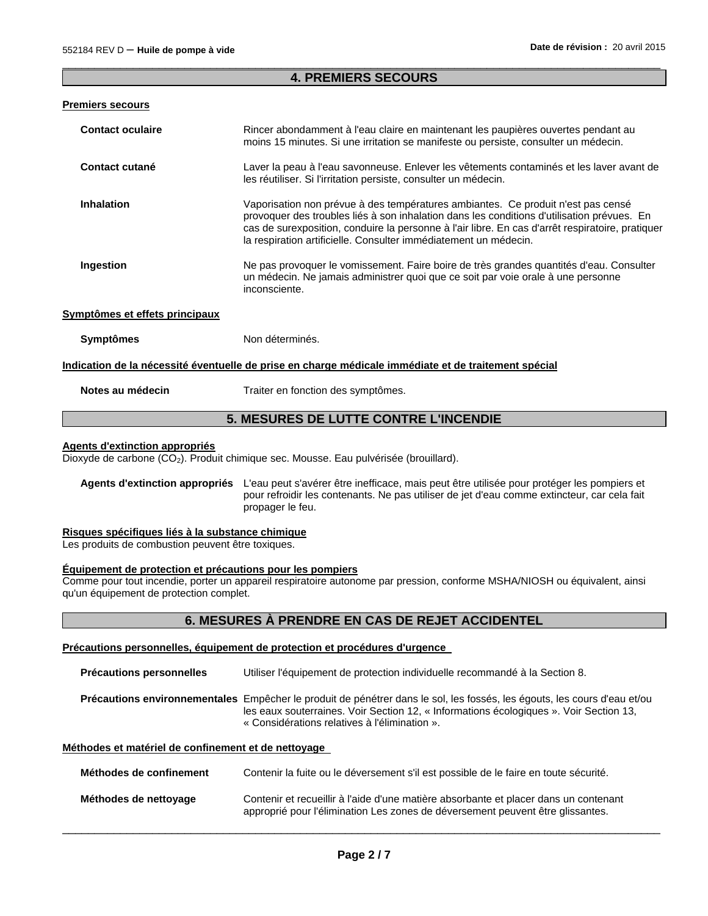## 4. PREMIERS SECOURS

**Premiers secours**

**Contact oculaire** Rincer abondamment à l'eau claire en maintenant les paupières ouvertes pendant au moins 15 minutes. Si une irritation se manifeste ou persiste, consulter un médecin.

**Contact cutané** Laver la peau à l'eau savonneuse. Enlever les vêtements contaminés et les laver avant de les réutiliser. Si l'irritation persiste, consulter un médecin.

**Inhalation** Vaporisation non prévue à des températures ambiantes. Ce produit n'est pas censé provoquer des troubles liés à son inhalation dans les conditions d'utilisation prévues. En cas de surexposition, conduire la personne à l'air libre. En cas d'arrêt respiratoire, pratiquer la respiration artificielle. Consulter immédiatement un médecin.

**Ingestion** Ne pas provoquer le vomissement. Faire boire de très grandes quantités d'eau. Consulter un médecin. Ne jamais administrer quoi que ce soit par voie orale à une personne inconsciente.

**Symptômes et effets principaux**

**Symptômes** Non déterminés.

**Indication de la nécessité éventuelle de prise en charge médicale immédiate et de traitement spécial**

**Notes au médecin** Traiter en fonction des symptômes.

## 5. MESURES DE LUTTE CONTRE L'INCENDIE

**Agents d'extinction appropriés**
Dioxyde de carbone ($CO_2$). Produit chimique sec. Mousse. Eau pulvérisée (brouillard).

**Agents d'extinction appropriés** L'eau peut s'avérer être inefficace, mais peut être utilisée pour protéger les pompiers et pour refroidir les contenants. Ne pas utiliser de jet d'eau comme extincteur, car cela fait propager le feu.

**Risques spécifiques liés à la substance chimique**
Les produits de combustion peuvent être toxiques.

**Équipement de protection et précautions pour les pompiers**
Comme pour tout incendie, porter un appareil respiratoire autonome par pression, conforme MSHA/NIOSH ou équivalent, ainsi qu'un équipement de protection complet.

## 6. MESURES À PRENDRE EN CAS DE REJET ACCIDENTEL

**Précautions personnelles, équipement de protection et procédures d'urgence**

**Précautions personnelles** Utiliser l'équipement de protection individuelle recommandé à la Section 8.

**Précautions environnementales** Empêcher le produit de pénétrer dans le sol, les fossés, les égouts, les cours d'eau et/ou les eaux souterraines. Voir Section 12, « Informations écologiques ». Voir Section 13, « Considérations relatives à l'élimination ».

**Méthodes et matériel de confinement et de nettoyage**

**Méthodes de confinement** Contenir la fuite ou le déversement s'il est possible de le faire en toute sécurité.

**Méthodes de nettoyage** Contenir et recueillir à l'aide d'une matière absorbante et placer dans un contenant approprié pour l'élimination Les zones de déversement peuvent être glissantes.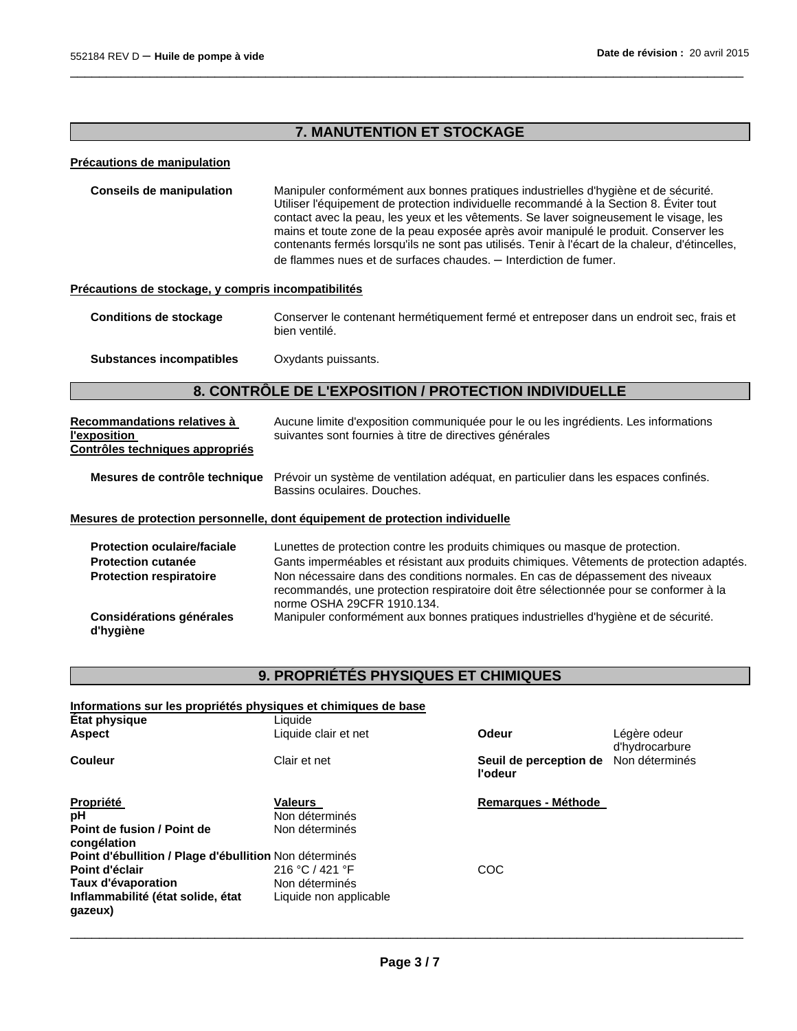## 7. MANUTENTION ET STOCKAGE

**Précautions de manipulation**

**Conseils de manipulation** Manipuler conformément aux bonnes pratiques industrielles d'hygiène et de sécurité. Utiliser l'équipement de protection individuelle recommandé à la Section 8. Éviter tout contact avec la peau, les yeux et les vêtements. Se laver soigneusement le visage, les mains et toute zone de la peau exposée après avoir manipulé le produit. Conserver les contenants fermés lorsqu'ils ne sont pas utilisés. Tenir à l'écart de la chaleur, d'étincelles, de flammes nues et de surfaces chaudes. – Interdiction de fumer.

**Précautions de stockage, y compris incompatibilités**

**Conditions de stockage** Conserver le contenant hermétiquement fermé et entreposer dans un endroit sec, frais et bien ventilé.

**Substances incompatibles** Oxydants puissants.

## 8. CONTRÔLE DE L'EXPOSITION / PROTECTION INDIVIDUELLE

**Recommandations relatives à l'exposition** Aucune limite d'exposition communiquée pour le ou les ingrédients. Les informations suivantes sont fournies à titre de directives générales

**Contrôles techniques appropriés**

**Mesures de contrôle technique** Prévoir un système de ventilation adéquat, en particulier dans les espaces confinés. Bassins oculaires. Douches.

**Mesures de protection personnelle, dont équipement de protection individuelle**

**Protection oculaire/faciale** Lunettes de protection contre les produits chimiques ou masque de protection.

**Protection cutanée** Gants imperméables et résistant aux produits chimiques. Vêtements de protection adaptés.

**Protection respiratoire** Non nécessaire dans des conditions normales. En cas de dépassement des niveaux recommandés, une protection respiratoire doit être sélectionnée pour se conformer à la norme OSHA 29CFR 1910.134.

**Considérations générales d'hygiène** Manipuler conformément aux bonnes pratiques industrielles d'hygiène et de sécurité.

## 9. PROPRIÉTÉS PHYSIQUES ET CHIMIQUES

**Informations sur les propriétés physiques et chimiques de base**

| | | | |
|---|---|---|---|
| **État physique** | Liquide | | |
| **Aspect** | Liquide clair et net | **Odeur** | Légère odeur d'hydrocarbure |
| **Couleur** | Clair et net | **Seuil de perception de l'odeur** | Non déterminés |

| Propriété | Valeurs | Remarques - Méthode |
|---|---|---|
| **pH** | Non déterminés | |
| **Point de fusion / Point de congélation** | Non déterminés | |
| **Point d'ébullition / Plage d'ébullition** | Non déterminés | |
| **Point d'éclair** | 216 °C / 421 °F | COC |
| **Taux d'évaporation** | Non déterminés | |
| **Inflammabilité (état solide, état gazeux)** | Liquide non applicable | |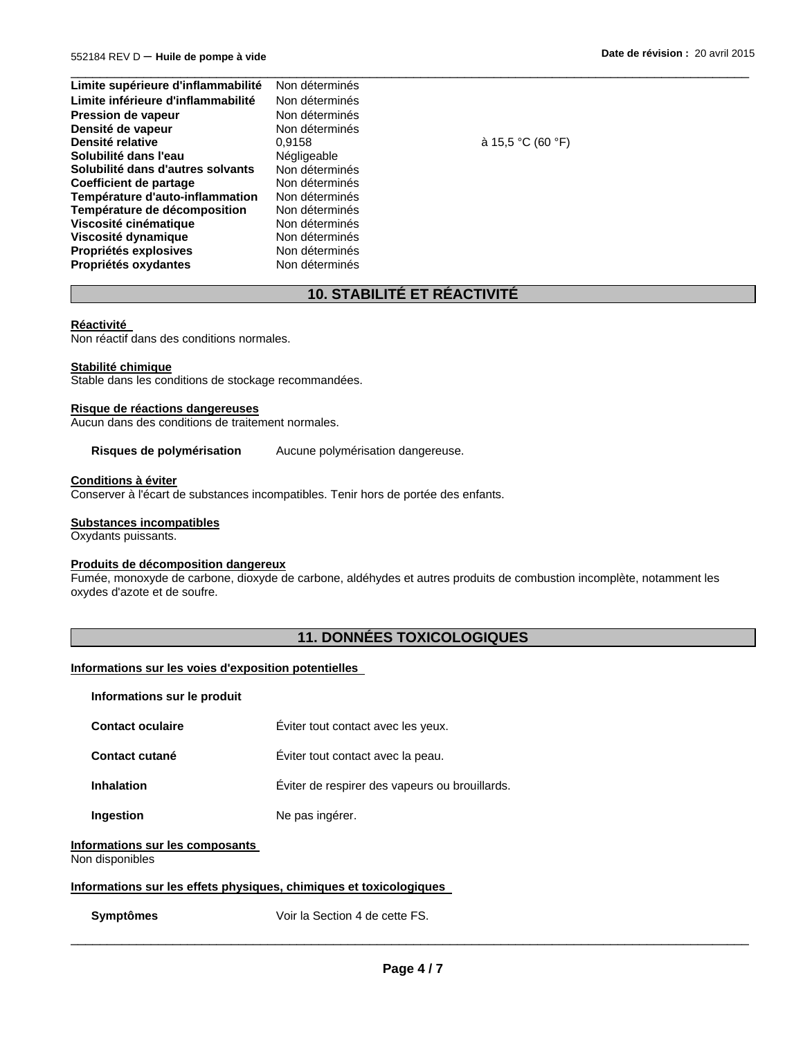| | | |
|---|---|---|
| **Limite supérieure d'inflammabilité** | Non déterminés | |
| **Limite inférieure d'inflammabilité** | Non déterminés | |
| **Pression de vapeur** | Non déterminés | |
| **Densité de vapeur** | Non déterminés | |
| **Densité relative** | 0,9158 | à 15,5 °C (60 °F) |
| **Solubilité dans l'eau** | Négligeable | |
| **Solubilité dans d'autres solvants** | Non déterminés | |
| **Coefficient de partage** | Non déterminés | |
| **Température d'auto-inflammation** | Non déterminés | |
| **Température de décomposition** | Non déterminés | |
| **Viscosité cinématique** | Non déterminés | |
| **Viscosité dynamique** | Non déterminés | |
| **Propriétés explosives** | Non déterminés | |
| **Propriétés oxydantes** | Non déterminés | |

## 10. STABILITÉ ET RÉACTIVITÉ

**Réactivité**
Non réactif dans des conditions normales.

**Stabilité chimique**
Stable dans les conditions de stockage recommandées.

**Risque de réactions dangereuses**
Aucun dans des conditions de traitement normales.

**Risques de polymérisation** Aucune polymérisation dangereuse.

**Conditions à éviter**
Conserver à l'écart de substances incompatibles. Tenir hors de portée des enfants.

**Substances incompatibles**
Oxydants puissants.

**Produits de décomposition dangereux**
Fumée, monoxyde de carbone, dioxyde de carbone, aldéhydes et autres produits de combustion incomplète, notamment les oxydes d'azote et de soufre.

## 11. DONNÉES TOXICOLOGIQUES

**Informations sur les voies d'exposition potentielles**

**Informations sur le produit**

**Contact oculaire** Éviter tout contact avec les yeux.

**Contact cutané** Éviter tout contact avec la peau.

**Inhalation** Éviter de respirer des vapeurs ou brouillards.

**Ingestion** Ne pas ingérer.

**Informations sur les composants**
Non disponibles

**Informations sur les effets physiques, chimiques et toxicologiques**

**Symptômes** Voir la Section 4 de cette FS.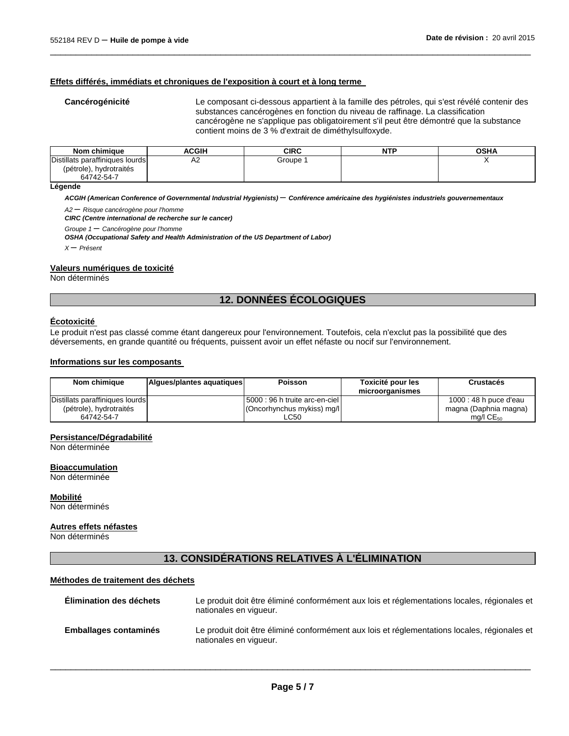#### Effets différés, immédiats et chroniques de l'exposition à court et à long terme

**Cancérogénicité** Le composant ci-dessous appartient à la famille des pétroles, qui s'est révélé contenir des substances cancérogènes en fonction du niveau de raffinage. La classification cancérogène ne s'applique pas obligatoirement s'il peut être démontré que la substance contient moins de 3 % d'extrait de diméthylsulfoxyde.

| Nom chimique | ACGIH | CIRC | NTP | OSHA |
|---|---|---|---|---|
| Distillats paraffiniques lourds (pétrole), hydrotraités 64742-54-7 | A2 | Groupe 1 | | X |

**Légende**

***ACGIH (American Conference of Governmental Industrial Hygienists) – Conférence américaine des hygiénistes industriels gouvernementaux***

*A2 – Risque cancérogène pour l'homme*

***CIRC (Centre international de recherche sur le cancer)***

*Groupe 1 – Cancérogène pour l'homme*

***OSHA (Occupational Safety and Health Administration of the US Department of Labor)***

*X – Présent*

#### Valeurs numériques de toxicité

Non déterminés

## 12. DONNÉES ÉCOLOGIQUES

#### Écotoxicité

Le produit n'est pas classé comme étant dangereux pour l'environnement. Toutefois, cela n'exclut pas la possibilité que des déversements, en grande quantité ou fréquents, puissent avoir un effet néfaste ou nocif sur l'environnement.

#### Informations sur les composants

| Nom chimique | Algues/plantes aquatiques | Poisson | Toxicité pour les microorganismes | Crustacés |
|---|---|---|---|---|
| Distillats paraffiniques lourds (pétrole), hydrotraités 64742-54-7 | | 5000 : 96 h truite arc-en-ciel (Oncorhynchus mykiss) mg/l LC50 | | 1000 : 48 h puce d'eau magna (Daphnia magna) mg/l $CE_{50}$ |

#### Persistance/Dégradabilité

Non déterminée

#### Bioaccumulation

Non déterminée

#### Mobilité

Non déterminés

#### Autres effets néfastes

Non déterminés

## 13. CONSIDÉRATIONS RELATIVES À L'ÉLIMINATION

#### Méthodes de traitement des déchets

**Élimination des déchets** Le produit doit être éliminé conformément aux lois et réglementations locales, régionales et nationales en vigueur.

**Emballages contaminés** Le produit doit être éliminé conformément aux lois et réglementations locales, régionales et nationales en vigueur.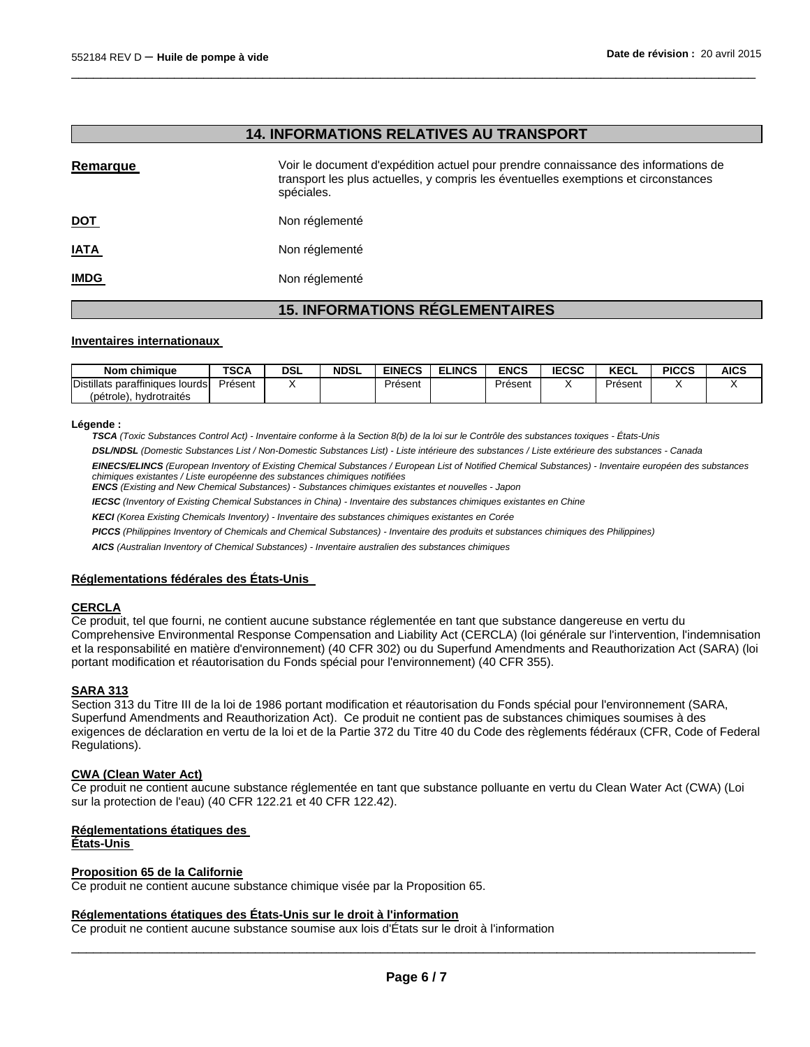## 14. INFORMATIONS RELATIVES AU TRANSPORT

**Remarque** Voir le document d'expédition actuel pour prendre connaissance des informations de transport les plus actuelles, y compris les éventuelles exemptions et circonstances spéciales.

**DOT** Non réglementé

**IATA** Non réglementé

**IMDG** Non réglementé

## 15. INFORMATIONS RÉGLEMENTAIRES

**Inventaires internationaux**

| Nom chimique | TSCA | DSL | NDSL | EINECS | ELINCS | ENCS | IECSC | KECL | PICCS | AICS |
|---|---|---|---|---|---|---|---|---|---|---|
| Distillats paraffiniques lourds (pétrole), hydrotraités | Présent | X | | Présent | | Présent | X | Présent | X | X |

**Légende :**

***TSCA*** *(Toxic Substances Control Act) - Inventaire conforme à la Section 8(b) de la loi sur le Contrôle des substances toxiques - États-Unis*

***DSL/NDSL*** *(Domestic Substances List / Non-Domestic Substances List) - Liste intérieure des substances / Liste extérieure des substances - Canada*

***EINECS/ELINCS*** *(European Inventory of Existing Chemical Substances / European List of Notified Chemical Substances) - Inventaire européen des substances chimiques existantes / Liste européenne des substances chimiques notifiées*

***ENCS*** *(Existing and New Chemical Substances) - Substances chimiques existantes et nouvelles - Japon*

***IECSC*** *(Inventory of Existing Chemical Substances in China) - Inventaire des substances chimiques existantes en Chine*

***KECI*** *(Korea Existing Chemicals Inventory) - Inventaire des substances chimiques existantes en Corée*

***PICCS*** *(Philippines Inventory of Chemicals and Chemical Substances) - Inventaire des produits et substances chimiques des Philippines)*

***AICS*** *(Australian Inventory of Chemical Substances) - Inventaire australien des substances chimiques*

**Réglementations fédérales des États-Unis**

**CERCLA**

Ce produit, tel que fourni, ne contient aucune substance réglementée en tant que substance dangereuse en vertu du Comprehensive Environmental Response Compensation and Liability Act (CERCLA) (loi générale sur l'intervention, l'indemnisation et la responsabilité en matière d'environnement) (40 CFR 302) ou du Superfund Amendments and Reauthorization Act (SARA) (loi portant modification et réautorisation du Fonds spécial pour l'environnement) (40 CFR 355).

**SARA 313**

Section 313 du Titre III de la loi de 1986 portant modification et réautorisation du Fonds spécial pour l'environnement (SARA, Superfund Amendments and Reauthorization Act). Ce produit ne contient pas de substances chimiques soumises à des exigences de déclaration en vertu de la loi et de la Partie 372 du Titre 40 du Code des règlements fédéraux (CFR, Code of Federal Regulations).

**CWA (Clean Water Act)**

Ce produit ne contient aucune substance réglementée en tant que substance polluante en vertu du Clean Water Act (CWA) (Loi sur la protection de l'eau) (40 CFR 122.21 et 40 CFR 122.42).

**Réglementations étatiques des États-Unis**

**Proposition 65 de la Californie**

Ce produit ne contient aucune substance chimique visée par la Proposition 65.

**Réglementations étatiques des États-Unis sur le droit à l'information**

Ce produit ne contient aucune substance soumise aux lois d'États sur le droit à l'information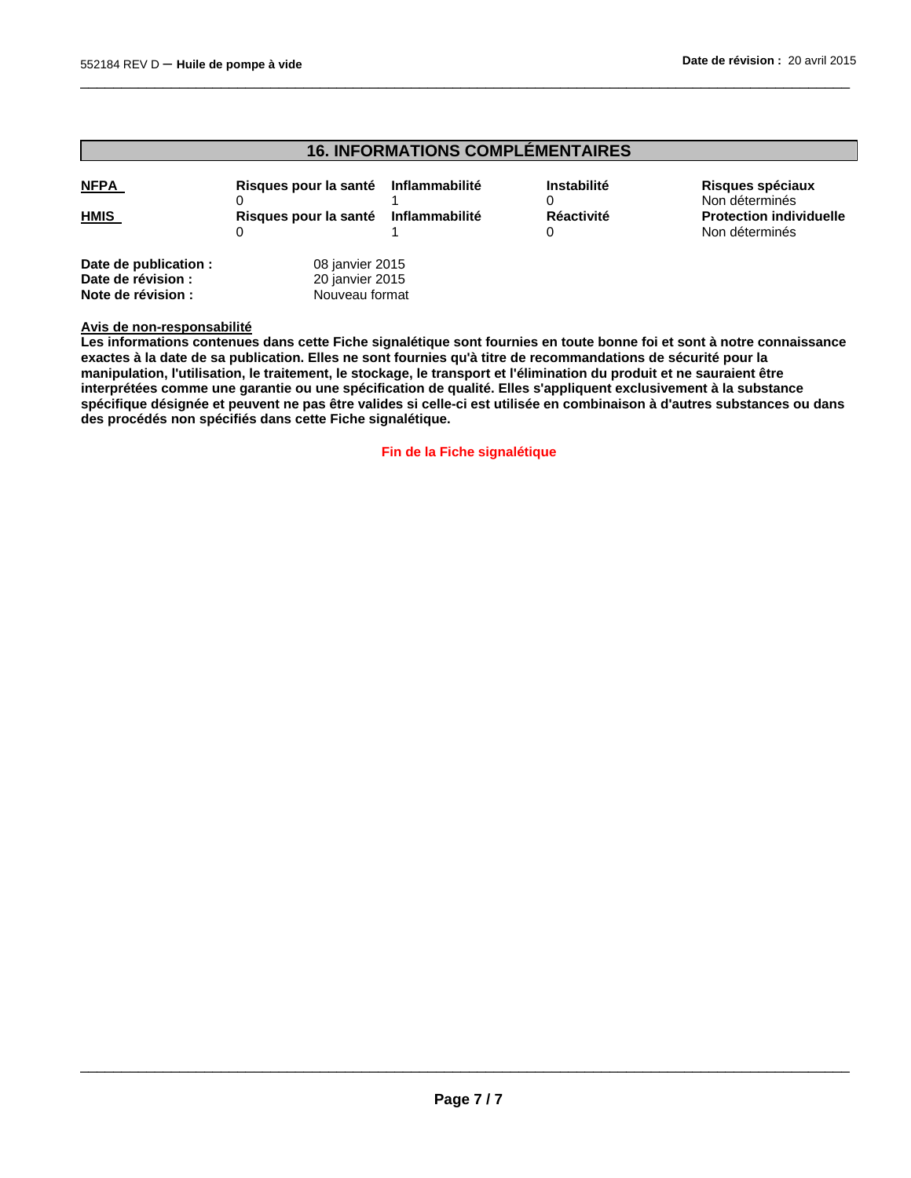## 16. INFORMATIONS COMPLÉMENTAIRES

| | | | | |
|---|---|---|---|---|
| **NFPA** | **Risques pour la santé** 0 | **Inflammabilité** 1 | **Instabilité** 0 | **Risques spéciaux** Non déterminés |
| **HMIS** | **Risques pour la santé** 0 | **Inflammabilité** 1 | **Réactivité** 0 | **Protection individuelle** Non déterminés |

**Date de publication :** 08 janvier 2015
**Date de révision :** 20 janvier 2015
**Note de révision :** Nouveau format

**Avis de non-responsabilité**

**Les informations contenues dans cette Fiche signalétique sont fournies en toute bonne foi et sont à notre connaissance exactes à la date de sa publication. Elles ne sont fournies qu'à titre de recommandations de sécurité pour la manipulation, l'utilisation, le traitement, le stockage, le transport et l'élimination du produit et ne sauraient être interprétées comme une garantie ou une spécification de qualité. Elles s'appliquent exclusivement à la substance spécifique désignée et peuvent ne pas être valides si celle-ci est utilisée en combinaison à d'autres substances ou dans des procédés non spécifiés dans cette Fiche signalétique.**

**Fin de la Fiche signalétique**